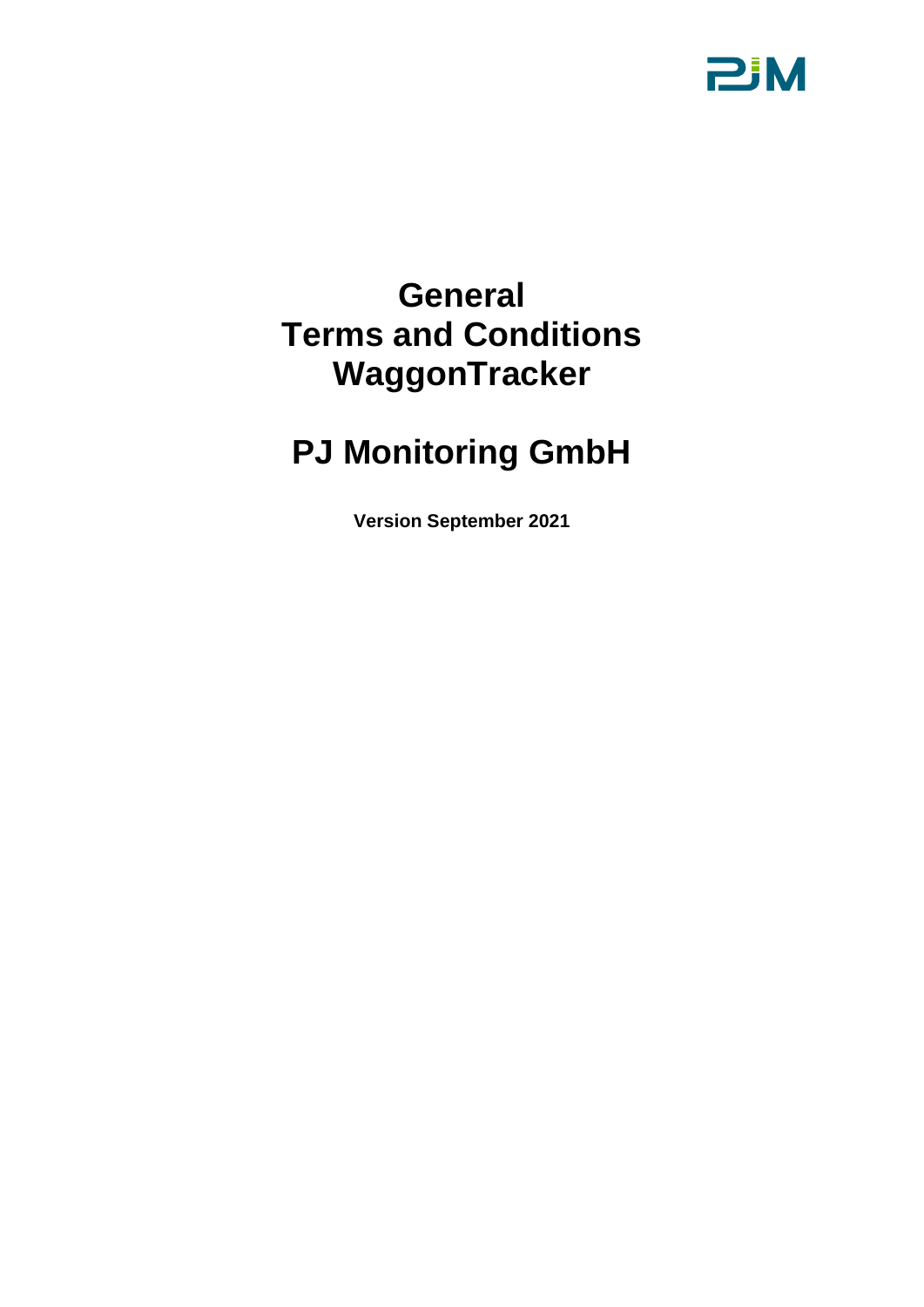# General Terms and Conditions WaggonTracker

# PJ Monitoring GmbH

**Version September 2021**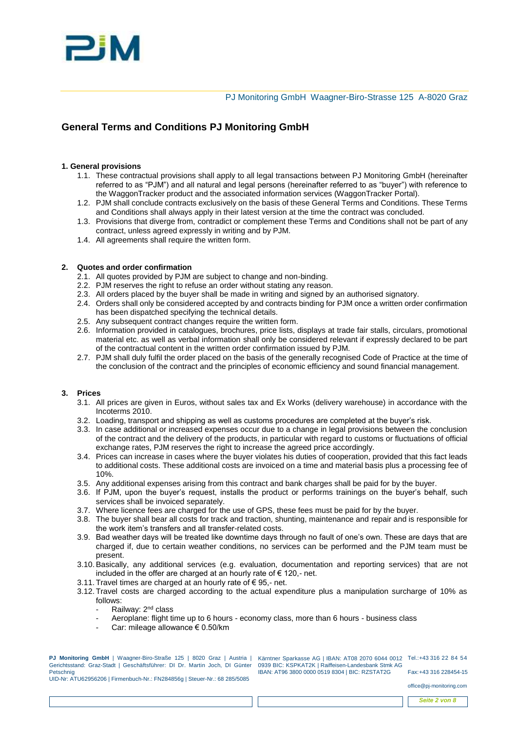PJ Monitoring GmbH Waagner-Biro-Strasse 125 A-8020 Graz

# General Terms and Conditions PJ Monitoring GmbH

## 1. General provisions

1.1. These contractual provisions shall apply to all legal transactions between PJ Monitoring GmbH (hereinafter referred to as "PJM") and all natural and legal persons (hereinafter referred to as "buyer") with reference to the WaggonTracker product and the associated information services (WaggonTracker Portal).

1.2. PJM shall conclude contracts exclusively on the basis of these General Terms and Conditions. These Terms and Conditions shall always apply in their latest version at the time the contract was concluded.

1.3. Provisions that diverge from, contradict or complement these Terms and Conditions shall not be part of any contract, unless agreed expressly in writing and by PJM.

1.4. All agreements shall require the written form.

## 2. Quotes and order confirmation

2.1. All quotes provided by PJM are subject to change and non-binding.

2.2. PJM reserves the right to refuse an order without stating any reason.

2.3. All orders placed by the buyer shall be made in writing and signed by an authorised signatory.

2.4. Orders shall only be considered accepted by and contracts binding for PJM once a written order confirmation has been dispatched specifying the technical details.

2.5. Any subsequent contract changes require the written form.

2.6. Information provided in catalogues, brochures, price lists, displays at trade fair stalls, circulars, promotional material etc. as well as verbal information shall only be considered relevant if expressly declared to be part of the contractual content in the written order confirmation issued by PJM.

2.7. PJM shall duly fulfil the order placed on the basis of the generally recognised Code of Practice at the time of the conclusion of the contract and the principles of economic efficiency and sound financial management.

## 3. Prices

3.1. All prices are given in Euros, without sales tax and Ex Works (delivery warehouse) in accordance with the Incoterms 2010.

3.2. Loading, transport and shipping as well as customs procedures are completed at the buyer's risk.

3.3. In case additional or increased expenses occur due to a change in legal provisions between the conclusion of the contract and the delivery of the products, in particular with regard to customs or fluctuations of official exchange rates, PJM reserves the right to increase the agreed price accordingly.

3.4. Prices can increase in cases where the buyer violates his duties of cooperation, provided that this fact leads to additional costs. These additional costs are invoiced on a time and material basis plus a processing fee of 10%.

3.5. Any additional expenses arising from this contract and bank charges shall be paid for by the buyer.

3.6. If PJM, upon the buyer's request, installs the product or performs trainings on the buyer's behalf, such services shall be invoiced separately.

3.7. Where licence fees are charged for the use of GPS, these fees must be paid for by the buyer.

3.8. The buyer shall bear all costs for track and traction, shunting, maintenance and repair and is responsible for the work item's transfers and all transfer-related costs.

3.9. Bad weather days will be treated like downtime days through no fault of one's own. These are days that are charged if, due to certain weather conditions, no services can be performed and the PJM team must be present.

3.10. Basically, any additional services (e.g. evaluation, documentation and reporting services) that are not included in the offer are charged at an hourly rate of € 120,- net.

3.11. Travel times are charged at an hourly rate of € 95,- net.

3.12. Travel costs are charged according to the actual expenditure plus a manipulation surcharge of 10% as follows:

- Railway: 2nd class
- Aeroplane: flight time up to 6 hours - economy class, more than 6 hours - business class
- Car: mileage allowance € 0.50/km

**PJ Monitoring GmbH** | Waagner-Biro-Straße 125 | 8020 Graz | Austria | Gerichtsstand: Graz-Stadt | Geschäftsführer: DI Dr. Martin Joch, DI Günter Petschnig
UID-Nr: ATU62956206 | Firmenbuch-Nr.: FN284856g | Steuer-Nr.: 68 285/5085

Kärntner Sparkasse AG | IBAN: AT08 2070 6044 0012 0939 BIC: KSPKAT2K | Raiffeisen-Landesbank Stmk AG IBAN: AT96 3800 0000 0519 8304 | BIC: RZSTAT2G

Tel.:+43 316 22 84 54
Fax:+43 316 228454-15
office@pj-monitoring.com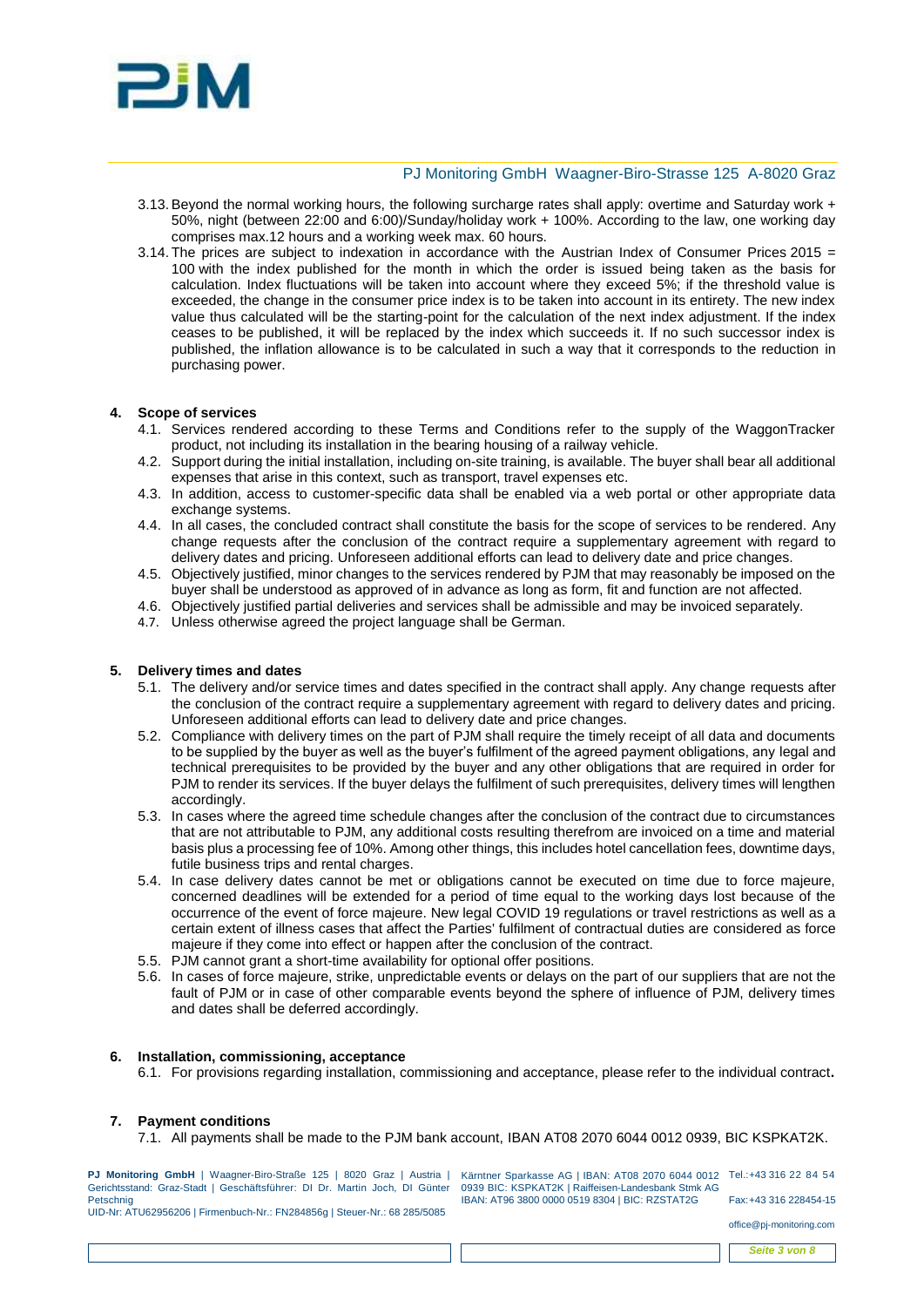- 3.13. Beyond the normal working hours, the following surcharge rates shall apply: overtime and Saturday work + 50%, night (between 22:00 and 6:00)/Sunday/holiday work + 100%. According to the law, one working day comprises max.12 hours and a working week max. 60 hours.
- 3.14. The prices are subject to indexation in accordance with the Austrian Index of Consumer Prices 2015 = 100 with the index published for the month in which the order is issued being taken as the basis for calculation. Index fluctuations will be taken into account where they exceed 5%; if the threshold value is exceeded, the change in the consumer price index is to be taken into account in its entirety. The new index value thus calculated will be the starting-point for the calculation of the next index adjustment. If the index ceases to be published, it will be replaced by the index which succeeds it. If no such successor index is published, the inflation allowance is to be calculated in such a way that it corresponds to the reduction in purchasing power.

## 4. Scope of services

- 4.1. Services rendered according to these Terms and Conditions refer to the supply of the WaggonTracker product, not including its installation in the bearing housing of a railway vehicle.
- 4.2. Support during the initial installation, including on-site training, is available. The buyer shall bear all additional expenses that arise in this context, such as transport, travel expenses etc.
- 4.3. In addition, access to customer-specific data shall be enabled via a web portal or other appropriate data exchange systems.
- 4.4. In all cases, the concluded contract shall constitute the basis for the scope of services to be rendered. Any change requests after the conclusion of the contract require a supplementary agreement with regard to delivery dates and pricing. Unforeseen additional efforts can lead to delivery date and price changes.
- 4.5. Objectively justified, minor changes to the services rendered by PJM that may reasonably be imposed on the buyer shall be understood as approved of in advance as long as form, fit and function are not affected.
- 4.6. Objectively justified partial deliveries and services shall be admissible and may be invoiced separately.
- 4.7. Unless otherwise agreed the project language shall be German.

## 5. Delivery times and dates

- 5.1. The delivery and/or service times and dates specified in the contract shall apply. Any change requests after the conclusion of the contract require a supplementary agreement with regard to delivery dates and pricing. Unforeseen additional efforts can lead to delivery date and price changes.
- 5.2. Compliance with delivery times on the part of PJM shall require the timely receipt of all data and documents to be supplied by the buyer as well as the buyer's fulfilment of the agreed payment obligations, any legal and technical prerequisites to be provided by the buyer and any other obligations that are required in order for PJM to render its services. If the buyer delays the fulfilment of such prerequisites, delivery times will lengthen accordingly.
- 5.3. In cases where the agreed time schedule changes after the conclusion of the contract due to circumstances that are not attributable to PJM, any additional costs resulting therefrom are invoiced on a time and material basis plus a processing fee of 10%. Among other things, this includes hotel cancellation fees, downtime days, futile business trips and rental charges.
- 5.4. In case delivery dates cannot be met or obligations cannot be executed on time due to force majeure, concerned deadlines will be extended for a period of time equal to the working days lost because of the occurrence of the event of force majeure. New legal COVID 19 regulations or travel restrictions as well as a certain extent of illness cases that affect the Parties' fulfilment of contractual duties are considered as force majeure if they come into effect or happen after the conclusion of the contract.
- 5.5. PJM cannot grant a short-time availability for optional offer positions.
- 5.6. In cases of force majeure, strike, unpredictable events or delays on the part of our suppliers that are not the fault of PJM or in case of other comparable events beyond the sphere of influence of PJM, delivery times and dates shall be deferred accordingly.

## 6. Installation, commissioning, acceptance

- 6.1. For provisions regarding installation, commissioning and acceptance, please refer to the individual contract**.**

## 7. Payment conditions

- 7.1. All payments shall be made to the PJM bank account, IBAN AT08 2070 6044 0012 0939, BIC KSPKAT2K.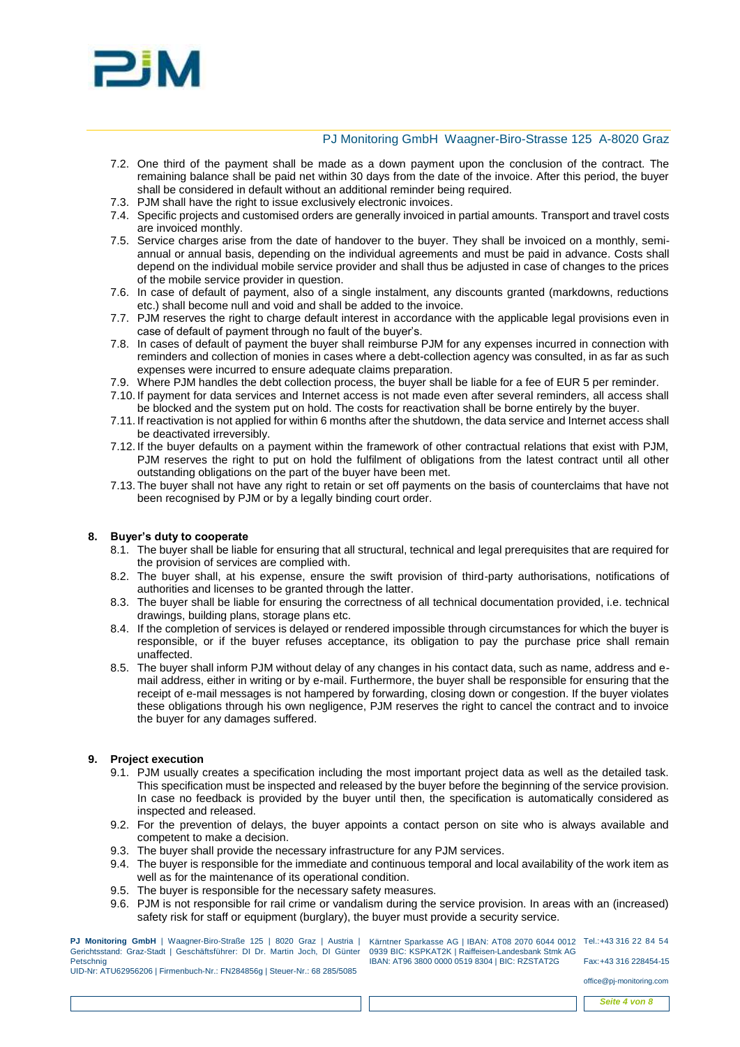7.2. One third of the payment shall be made as a down payment upon the conclusion of the contract. The remaining balance shall be paid net within 30 days from the date of the invoice. After this period, the buyer shall be considered in default without an additional reminder being required.

7.3. PJM shall have the right to issue exclusively electronic invoices.

7.4. Specific projects and customised orders are generally invoiced in partial amounts. Transport and travel costs are invoiced monthly.

7.5. Service charges arise from the date of handover to the buyer. They shall be invoiced on a monthly, semi-annual or annual basis, depending on the individual agreements and must be paid in advance. Costs shall depend on the individual mobile service provider and shall thus be adjusted in case of changes to the prices of the mobile service provider in question.

7.6. In case of default of payment, also of a single instalment, any discounts granted (markdowns, reductions etc.) shall become null and void and shall be added to the invoice.

7.7. PJM reserves the right to charge default interest in accordance with the applicable legal provisions even in case of default of payment through no fault of the buyer's.

7.8. In cases of default of payment the buyer shall reimburse PJM for any expenses incurred in connection with reminders and collection of monies in cases where a debt-collection agency was consulted, in as far as such expenses were incurred to ensure adequate claims preparation.

7.9. Where PJM handles the debt collection process, the buyer shall be liable for a fee of EUR 5 per reminder.

7.10. If payment for data services and Internet access is not made even after several reminders, all access shall be blocked and the system put on hold. The costs for reactivation shall be borne entirely by the buyer.

7.11. If reactivation is not applied for within 6 months after the shutdown, the data service and Internet access shall be deactivated irreversibly.

7.12. If the buyer defaults on a payment within the framework of other contractual relations that exist with PJM, PJM reserves the right to put on hold the fulfilment of obligations from the latest contract until all other outstanding obligations on the part of the buyer have been met.

7.13. The buyer shall not have any right to retain or set off payments on the basis of counterclaims that have not been recognised by PJM or by a legally binding court order.

## 8. Buyer's duty to cooperate

8.1. The buyer shall be liable for ensuring that all structural, technical and legal prerequisites that are required for the provision of services are complied with.

8.2. The buyer shall, at his expense, ensure the swift provision of third-party authorisations, notifications of authorities and licenses to be granted through the latter.

8.3. The buyer shall be liable for ensuring the correctness of all technical documentation provided, i.e. technical drawings, building plans, storage plans etc.

8.4. If the completion of services is delayed or rendered impossible through circumstances for which the buyer is responsible, or if the buyer refuses acceptance, its obligation to pay the purchase price shall remain unaffected.

8.5. The buyer shall inform PJM without delay of any changes in his contact data, such as name, address and e-mail address, either in writing or by e-mail. Furthermore, the buyer shall be responsible for ensuring that the receipt of e-mail messages is not hampered by forwarding, closing down or congestion. If the buyer violates these obligations through his own negligence, PJM reserves the right to cancel the contract and to invoice the buyer for any damages suffered.

## 9. Project execution

9.1. PJM usually creates a specification including the most important project data as well as the detailed task. This specification must be inspected and released by the buyer before the beginning of the service provision. In case no feedback is provided by the buyer until then, the specification is automatically considered as inspected and released.

9.2. For the prevention of delays, the buyer appoints a contact person on site who is always available and competent to make a decision.

9.3. The buyer shall provide the necessary infrastructure for any PJM services.

9.4. The buyer is responsible for the immediate and continuous temporal and local availability of the work item as well as for the maintenance of its operational condition.

9.5. The buyer is responsible for the necessary safety measures.

9.6. PJM is not responsible for rail crime or vandalism during the service provision. In areas with an (increased) safety risk for staff or equipment (burglary), the buyer must provide a security service.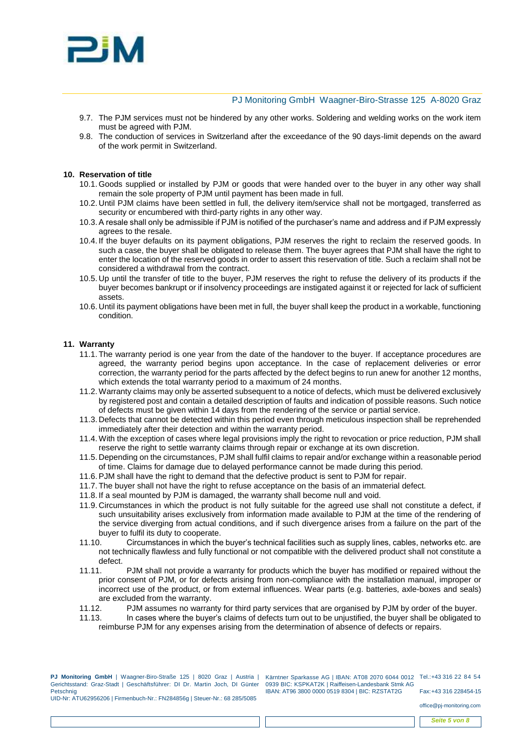9.7. The PJM services must not be hindered by any other works. Soldering and welding works on the work item must be agreed with PJM.

9.8. The conduction of services in Switzerland after the exceedance of the 90 days-limit depends on the award of the work permit in Switzerland.

## 10. Reservation of title

10.1. Goods supplied or installed by PJM or goods that were handed over to the buyer in any other way shall remain the sole property of PJM until payment has been made in full.

10.2. Until PJM claims have been settled in full, the delivery item/service shall not be mortgaged, transferred as security or encumbered with third-party rights in any other way.

10.3. A resale shall only be admissible if PJM is notified of the purchaser's name and address and if PJM expressly agrees to the resale.

10.4. If the buyer defaults on its payment obligations, PJM reserves the right to reclaim the reserved goods. In such a case, the buyer shall be obligated to release them. The buyer agrees that PJM shall have the right to enter the location of the reserved goods in order to assert this reservation of title. Such a reclaim shall not be considered a withdrawal from the contract.

10.5. Up until the transfer of title to the buyer, PJM reserves the right to refuse the delivery of its products if the buyer becomes bankrupt or if insolvency proceedings are instigated against it or rejected for lack of sufficient assets.

10.6. Until its payment obligations have been met in full, the buyer shall keep the product in a workable, functioning condition.

## 11. Warranty

11.1. The warranty period is one year from the date of the handover to the buyer. If acceptance procedures are agreed, the warranty period begins upon acceptance. In the case of replacement deliveries or error correction, the warranty period for the parts affected by the defect begins to run anew for another 12 months, which extends the total warranty period to a maximum of 24 months.

11.2. Warranty claims may only be asserted subsequent to a notice of defects, which must be delivered exclusively by registered post and contain a detailed description of faults and indication of possible reasons. Such notice of defects must be given within 14 days from the rendering of the service or partial service.

11.3. Defects that cannot be detected within this period even through meticulous inspection shall be reprehended immediately after their detection and within the warranty period.

11.4. With the exception of cases where legal provisions imply the right to revocation or price reduction, PJM shall reserve the right to settle warranty claims through repair or exchange at its own discretion.

11.5. Depending on the circumstances, PJM shall fulfil claims to repair and/or exchange within a reasonable period of time. Claims for damage due to delayed performance cannot be made during this period.

11.6. PJM shall have the right to demand that the defective product is sent to PJM for repair.

11.7. The buyer shall not have the right to refuse acceptance on the basis of an immaterial defect.

11.8. If a seal mounted by PJM is damaged, the warranty shall become null and void.

11.9. Circumstances in which the product is not fully suitable for the agreed use shall not constitute a defect, if such unsuitability arises exclusively from information made available to PJM at the time of the rendering of the service diverging from actual conditions, and if such divergence arises from a failure on the part of the buyer to fulfil its duty to cooperate.

11.10. Circumstances in which the buyer's technical facilities such as supply lines, cables, networks etc. are not technically flawless and fully functional or not compatible with the delivered product shall not constitute a defect.

11.11. PJM shall not provide a warranty for products which the buyer has modified or repaired without the prior consent of PJM, or for defects arising from non-compliance with the installation manual, improper or incorrect use of the product, or from external influences. Wear parts (e.g. batteries, axle-boxes and seals) are excluded from the warranty.

11.12. PJM assumes no warranty for third party services that are organised by PJM by order of the buyer.

11.13. In cases where the buyer's claims of defects turn out to be unjustified, the buyer shall be obligated to reimburse PJM for any expenses arising from the determination of absence of defects or repairs.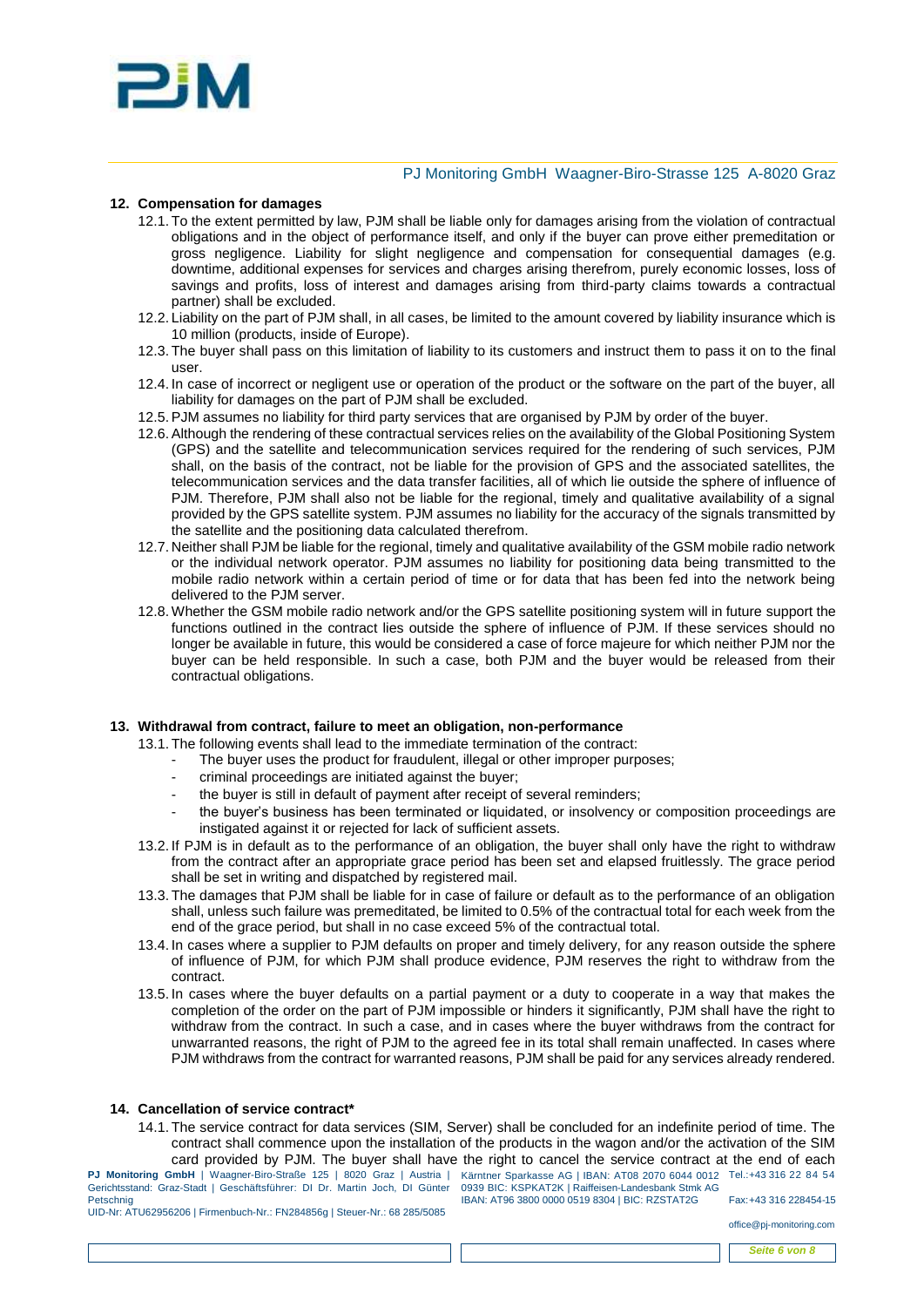## 12. Compensation for damages

12.1. To the extent permitted by law, PJM shall be liable only for damages arising from the violation of contractual obligations and in the object of performance itself, and only if the buyer can prove either premeditation or gross negligence. Liability for slight negligence and compensation for consequential damages (e.g. downtime, additional expenses for services and charges arising therefrom, purely economic losses, loss of savings and profits, loss of interest and damages arising from third-party claims towards a contractual partner) shall be excluded.

12.2. Liability on the part of PJM shall, in all cases, be limited to the amount covered by liability insurance which is 10 million (products, inside of Europe).

12.3. The buyer shall pass on this limitation of liability to its customers and instruct them to pass it on to the final user.

12.4. In case of incorrect or negligent use or operation of the product or the software on the part of the buyer, all liability for damages on the part of PJM shall be excluded.

12.5. PJM assumes no liability for third party services that are organised by PJM by order of the buyer.

12.6. Although the rendering of these contractual services relies on the availability of the Global Positioning System (GPS) and the satellite and telecommunication services required for the rendering of such services, PJM shall, on the basis of the contract, not be liable for the provision of GPS and the associated satellites, the telecommunication services and the data transfer facilities, all of which lie outside the sphere of influence of PJM. Therefore, PJM shall also not be liable for the regional, timely and qualitative availability of a signal provided by the GPS satellite system. PJM assumes no liability for the accuracy of the signals transmitted by the satellite and the positioning data calculated therefrom.

12.7. Neither shall PJM be liable for the regional, timely and qualitative availability of the GSM mobile radio network or the individual network operator. PJM assumes no liability for positioning data being transmitted to the mobile radio network within a certain period of time or for data that has been fed into the network being delivered to the PJM server.

12.8. Whether the GSM mobile radio network and/or the GPS satellite positioning system will in future support the functions outlined in the contract lies outside the sphere of influence of PJM. If these services should no longer be available in future, this would be considered a case of force majeure for which neither PJM nor the buyer can be held responsible. In such a case, both PJM and the buyer would be released from their contractual obligations.

## 13. Withdrawal from contract, failure to meet an obligation, non-performance

13.1. The following events shall lead to the immediate termination of the contract:

- The buyer uses the product for fraudulent, illegal or other improper purposes;
- criminal proceedings are initiated against the buyer;
- the buyer is still in default of payment after receipt of several reminders;
- the buyer's business has been terminated or liquidated, or insolvency or composition proceedings are instigated against it or rejected for lack of sufficient assets.

13.2. If PJM is in default as to the performance of an obligation, the buyer shall only have the right to withdraw from the contract after an appropriate grace period has been set and elapsed fruitlessly. The grace period shall be set in writing and dispatched by registered mail.

13.3. The damages that PJM shall be liable for in case of failure or default as to the performance of an obligation shall, unless such failure was premeditated, be limited to 0.5% of the contractual total for each week from the end of the grace period, but shall in no case exceed 5% of the contractual total.

13.4. In cases where a supplier to PJM defaults on proper and timely delivery, for any reason outside the sphere of influence of PJM, for which PJM shall produce evidence, PJM reserves the right to withdraw from the contract.

13.5. In cases where the buyer defaults on a partial payment or a duty to cooperate in a way that makes the completion of the order on the part of PJM impossible or hinders it significantly, PJM shall have the right to withdraw from the contract. In such a case, and in cases where the buyer withdraws from the contract for unwarranted reasons, the right of PJM to the agreed fee in its total shall remain unaffected. In cases where PJM withdraws from the contract for warranted reasons, PJM shall be paid for any services already rendered.

## 14. Cancellation of service contract*

14.1. The service contract for data services (SIM, Server) shall be concluded for an indefinite period of time. The contract shall commence upon the installation of the products in the wagon and/or the activation of the SIM card provided by PJM. The buyer shall have the right to cancel the service contract at the end of each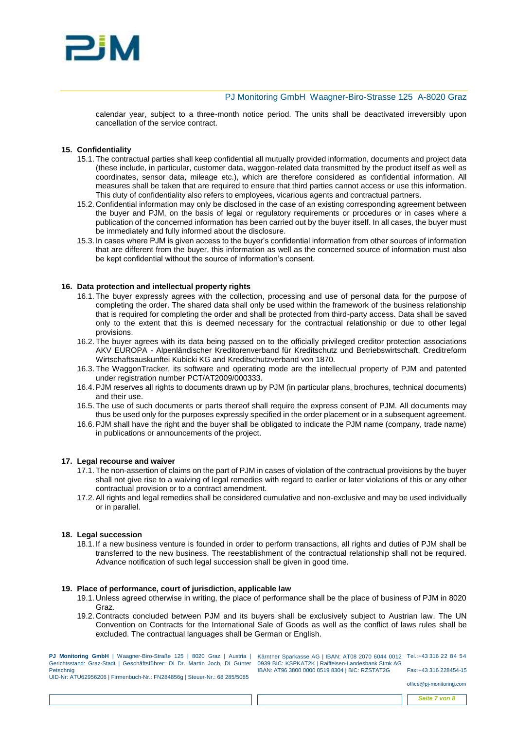calendar year, subject to a three-month notice period. The units shall be deactivated irreversibly upon cancellation of the service contract.

**15. Confidentiality**

15.1. The contractual parties shall keep confidential all mutually provided information, documents and project data (these include, in particular, customer data, waggon-related data transmitted by the product itself as well as coordinates, sensor data, mileage etc.), which are therefore considered as confidential information. All measures shall be taken that are required to ensure that third parties cannot access or use this information. This duty of confidentiality also refers to employees, vicarious agents and contractual partners.

15.2. Confidential information may only be disclosed in the case of an existing corresponding agreement between the buyer and PJM, on the basis of legal or regulatory requirements or procedures or in cases where a publication of the concerned information has been carried out by the buyer itself. In all cases, the buyer must be immediately and fully informed about the disclosure.

15.3. In cases where PJM is given access to the buyer's confidential information from other sources of information that are different from the buyer, this information as well as the concerned source of information must also be kept confidential without the source of information's consent.

**16. Data protection and intellectual property rights**

16.1. The buyer expressly agrees with the collection, processing and use of personal data for the purpose of completing the order. The shared data shall only be used within the framework of the business relationship that is required for completing the order and shall be protected from third-party access. Data shall be saved only to the extent that this is deemed necessary for the contractual relationship or due to other legal provisions.

16.2. The buyer agrees with its data being passed on to the officially privileged creditor protection associations AKV EUROPA - Alpenländischer Kreditorenverband für Kreditschutz und Betriebswirtschaft, Creditreform Wirtschaftsauskunftei Kubicki KG and Kreditschutzverband von 1870.

16.3. The WaggonTracker, its software and operating mode are the intellectual property of PJM and patented under registration number PCT/AT2009/000333.

16.4. PJM reserves all rights to documents drawn up by PJM (in particular plans, brochures, technical documents) and their use.

16.5. The use of such documents or parts thereof shall require the express consent of PJM. All documents may thus be used only for the purposes expressly specified in the order placement or in a subsequent agreement.

16.6. PJM shall have the right and the buyer shall be obligated to indicate the PJM name (company, trade name) in publications or announcements of the project.

**17. Legal recourse and waiver**

17.1. The non-assertion of claims on the part of PJM in cases of violation of the contractual provisions by the buyer shall not give rise to a waiving of legal remedies with regard to earlier or later violations of this or any other contractual provision or to a contract amendment.

17.2. All rights and legal remedies shall be considered cumulative and non-exclusive and may be used individually or in parallel.

**18. Legal succession**

18.1. If a new business venture is founded in order to perform transactions, all rights and duties of PJM shall be transferred to the new business. The reestablishment of the contractual relationship shall not be required. Advance notification of such legal succession shall be given in good time.

**19. Place of performance, court of jurisdiction, applicable law**

19.1. Unless agreed otherwise in writing, the place of performance shall be the place of business of PJM in 8020 Graz.

19.2. Contracts concluded between PJM and its buyers shall be exclusively subject to Austrian law. The UN Convention on Contracts for the International Sale of Goods as well as the conflict of laws rules shall be excluded. The contractual languages shall be German or English.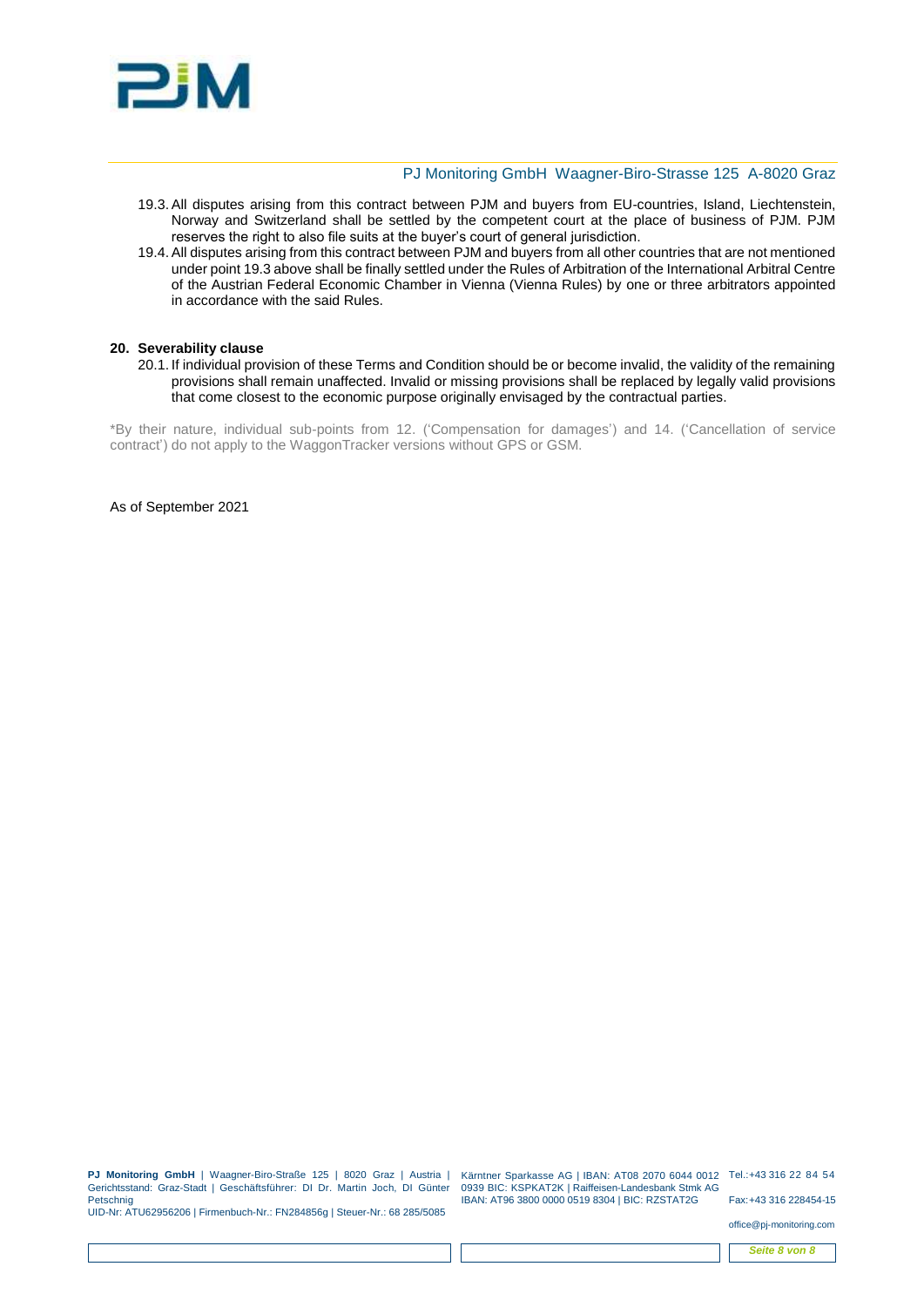19.3. All disputes arising from this contract between PJM and buyers from EU-countries, Island, Liechtenstein, Norway and Switzerland shall be settled by the competent court at the place of business of PJM. PJM reserves the right to also file suits at the buyer's court of general jurisdiction.

19.4. All disputes arising from this contract between PJM and buyers from all other countries that are not mentioned under point 19.3 above shall be finally settled under the Rules of Arbitration of the International Arbitral Centre of the Austrian Federal Economic Chamber in Vienna (Vienna Rules) by one or three arbitrators appointed in accordance with the said Rules.

**20. Severability clause**

20.1. If individual provision of these Terms and Condition should be or become invalid, the validity of the remaining provisions shall remain unaffected. Invalid or missing provisions shall be replaced by legally valid provisions that come closest to the economic purpose originally envisaged by the contractual parties.

*By their nature, individual sub-points from 12. ('Compensation for damages') and 14. ('Cancellation of service contract') do not apply to the WaggonTracker versions without GPS or GSM.

As of September 2021